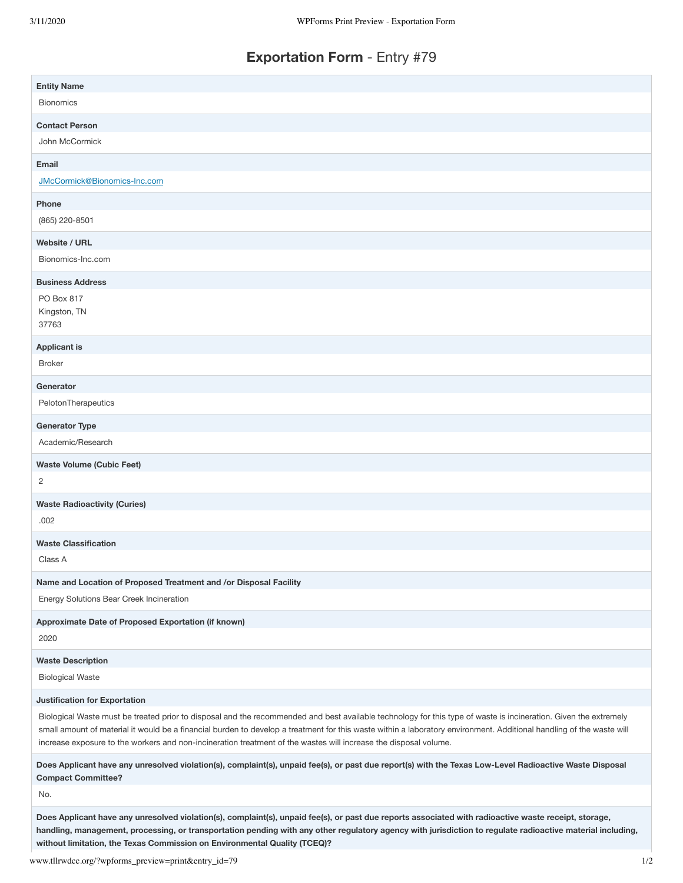# **Exportation Form** - Entry #79

**Entity Name**

Bionomics

**Contact Person**

John McCormick

**Email**

JMcCormick@Bionomics-Inc.com

**Phone**

(865) 220-8501

**Website / URL**

Bionomics-Inc.com

**Business Address**

PO Box 817
Kingston, TN
37763

**Applicant is**

Broker

**Generator**

PelotonTherapeutics

**Generator Type**

Academic/Research

**Waste Volume (Cubic Feet)**

2

**Waste Radioactivity (Curies)**

.002

**Waste Classification**

Class A

**Name and Location of Proposed Treatment and /or Disposal Facility**

Energy Solutions Bear Creek Incineration

**Approximate Date of Proposed Exportation (if known)**

2020

**Waste Description**

Biological Waste

**Justification for Exportation**

Biological Waste must be treated prior to disposal and the recommended and best available technology for this type of waste is incineration. Given the extremely small amount of material it would be a financial burden to develop a treatment for this waste within a laboratory environment. Additional handling of the waste will increase exposure to the workers and non-incineration treatment of the wastes will increase the disposal volume.

**Does Applicant have any unresolved violation(s), complaint(s), unpaid fee(s), or past due report(s) with the Texas Low-Level Radioactive Waste Disposal Compact Committee?**

No.

**Does Applicant have any unresolved violation(s), complaint(s), unpaid fee(s), or past due reports associated with radioactive waste receipt, storage, handling, management, processing, or transportation pending with any other regulatory agency with jurisdiction to regulate radioactive material including, without limitation, the Texas Commission on Environmental Quality (TCEQ)?**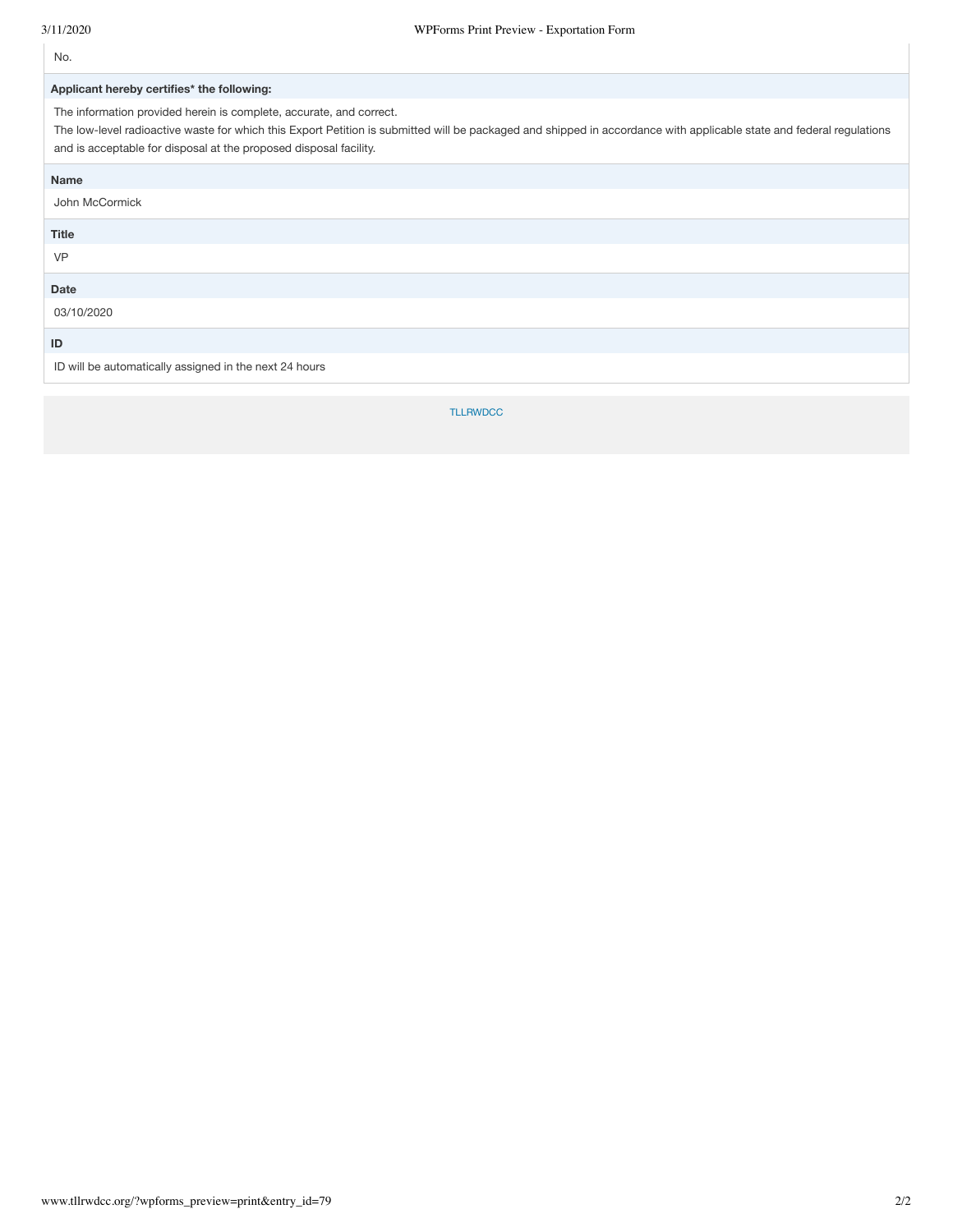No.

**Applicant hereby certifies* the following:**

The information provided herein is complete, accurate, and correct.
The low-level radioactive waste for which this Export Petition is submitted will be packaged and shipped in accordance with applicable state and federal regulations and is acceptable for disposal at the proposed disposal facility.

**Name**

John McCormick

**Title**

VP

**Date**

03/10/2020

**ID**

ID will be automatically assigned in the next 24 hours

TLLRWDCC